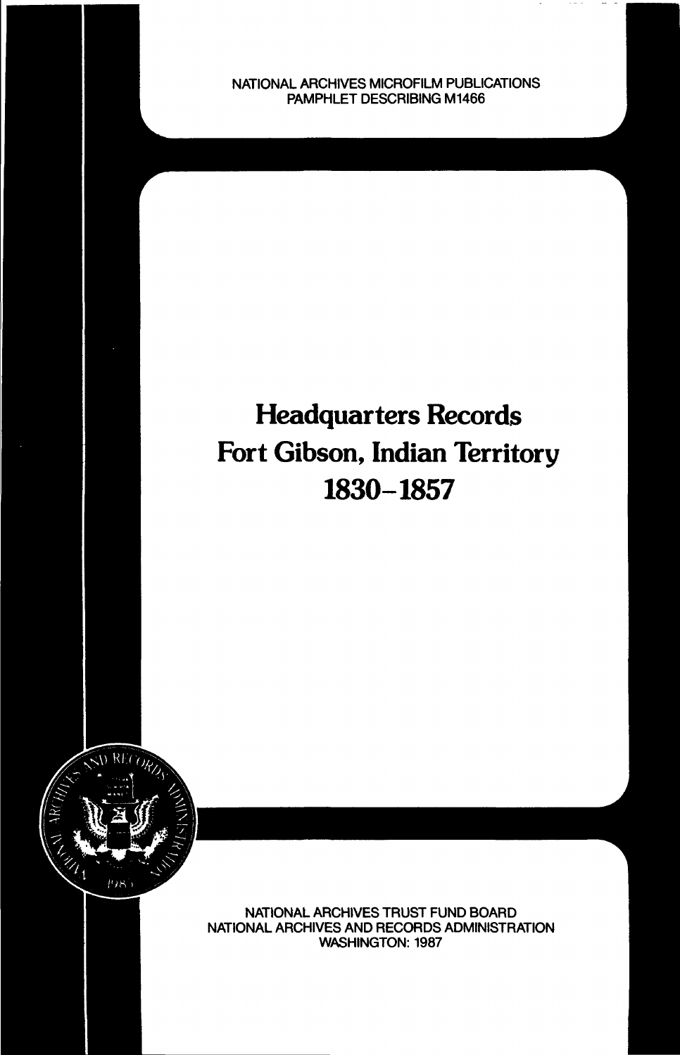NATIONAL ARCHIVES MICROFILM PUBLICATIONS
PAMPHLET DESCRIBING M1466

# Headquarters Records
# Fort Gibson, Indian Territory
# 1830–1857

NATIONAL ARCHIVES TRUST FUND BOARD
NATIONAL ARCHIVES AND RECORDS ADMINISTRATION
WASHINGTON: 1987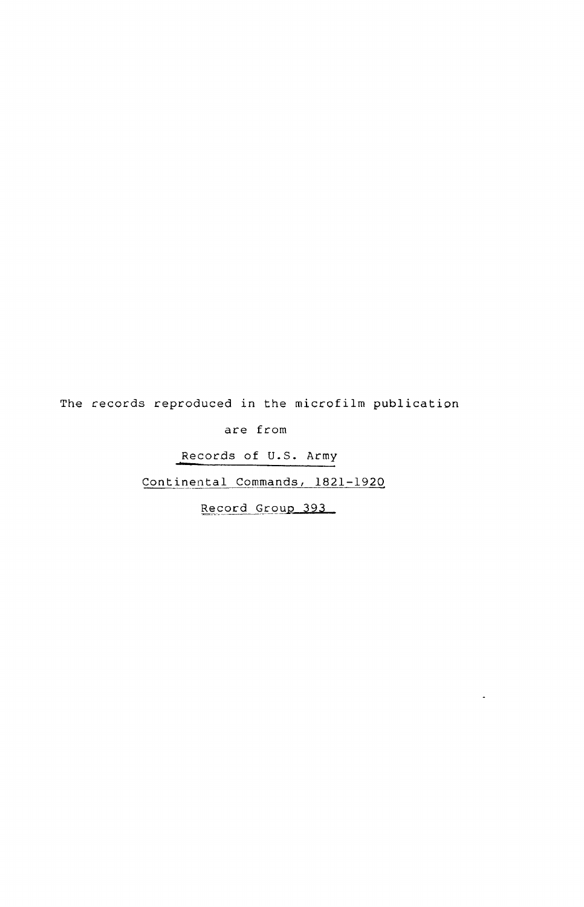The records reproduced in the microfilm publication

are from

Records of U.S. Army

Continental Commands, 1821-1920

Record Group 393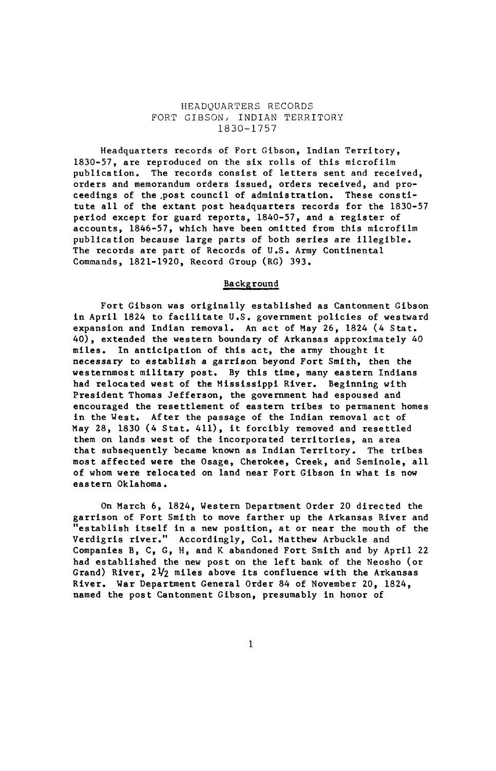# HEADQUARTERS RECORDS
# FORT GIBSON, INDIAN TERRITORY
# 1830-1757

Headquarters records of Fort Gibson, Indian Territory, 1830-57, are reproduced on the six rolls of this microfilm publication. The records consist of letters sent and received, orders and memorandum orders issued, orders received, and proceedings of the post council of administration. These constitute all of the extant post headquarters records for the 1830-57 period except for guard reports, 1840-57, and a register of accounts, 1846-57, which have been omitted from this microfilm publication because large parts of both series are illegible. The records are part of Records of U.S. Army Continental Commands, 1821-1920, Record Group (RG) 393.

## Background

Fort Gibson was originally established as Cantonment Gibson in April 1824 to facilitate U.S. government policies of westward expansion and Indian removal. An act of May 26, 1824 (4 Stat. 40), extended the western boundary of Arkansas approximately 40 miles. In anticipation of this act, the army thought it necessary to establish a garrison beyond Fort Smith, then the westernmost military post. By this time, many eastern Indians had relocated west of the Mississippi River. Beginning with President Thomas Jefferson, the government had espoused and encouraged the resettlement of eastern tribes to permanent homes in the West. After the passage of the Indian removal act of May 28, 1830 (4 Stat. 411), it forcibly removed and resettled them on lands west of the incorporated territories, an area that subsequently became known as Indian Territory. The tribes most affected were the Osage, Cherokee, Creek, and Seminole, all of whom were relocated on land near Fort Gibson in what is now eastern Oklahoma.

On March 6, 1824, Western Department Order 20 directed the garrison of Fort Smith to move farther up the Arkansas River and "establish itself in a new position, at or near the mouth of the Verdigris river." Accordingly, Col. Matthew Arbuckle and Companies B, C, G, H, and K abandoned Fort Smith and by April 22 had established the new post on the left bank of the Neosho (or Grand) River, 2½ miles above its confluence with the Arkansas River. War Department General Order 84 of November 20, 1824, named the post Cantonment Gibson, presumably in honor of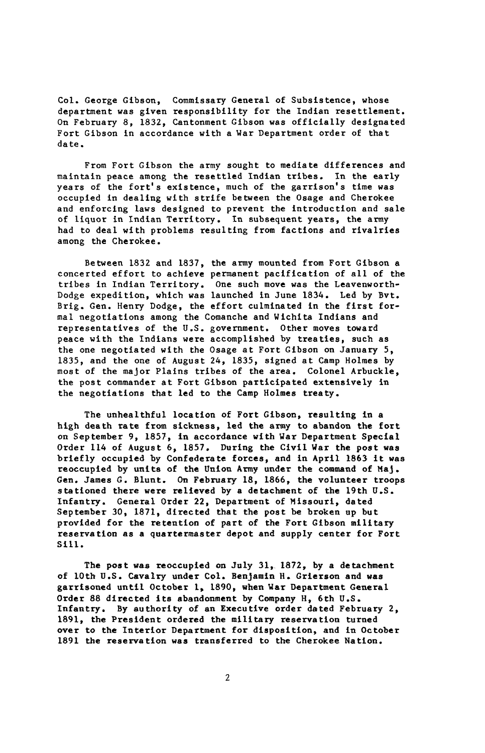Col. George Gibson, Commissary General of Subsistence, whose department was given responsibility for the Indian resettlement. On February 8, 1832, Cantonment Gibson was officially designated Fort Gibson in accordance with a War Department order of that date.

From Fort Gibson the army sought to mediate differences and maintain peace among the resettled Indian tribes. In the early years of the fort's existence, much of the garrison's time was occupied in dealing with strife between the Osage and Cherokee and enforcing laws designed to prevent the introduction and sale of liquor in Indian Territory. In subsequent years, the army had to deal with problems resulting from factions and rivalries among the Cherokee.

Between 1832 and 1837, the army mounted from Fort Gibson a concerted effort to achieve permanent pacification of all of the tribes in Indian Territory. One such move was the Leavenworth-Dodge expedition, which was launched in June 1834. Led by Bvt. Brig. Gen. Henry Dodge, the effort culminated in the first formal negotiations among the Comanche and Wichita Indians and representatives of the U.S. government. Other moves toward peace with the Indians were accomplished by treaties, such as the one negotiated with the Osage at Fort Gibson on January 5, 1835, and the one of August 24, 1835, signed at Camp Holmes by most of the major Plains tribes of the area. Colonel Arbuckle, the post commander at Fort Gibson participated extensively in the negotiations that led to the Camp Holmes treaty.

The unhealthful location of Fort Gibson, resulting in a high death rate from sickness, led the army to abandon the fort on September 9, 1857, in accordance with War Department Special Order 114 of August 6, 1857. During the Civil War the post was briefly occupied by Confederate forces, and in April 1863 it was reoccupied by units of the Union Army under the command of Maj. Gen. James G. Blunt. On February 18, 1866, the volunteer troops stationed there were relieved by a detachment of the 19th U.S. Infantry. General Order 22, Department of Missouri, dated September 30, 1871, directed that the post be broken up but provided for the retention of part of the Fort Gibson military reservation as a quartermaster depot and supply center for Fort Sill.

The post was reoccupied on July 31, 1872, by a detachment of 10th U.S. Cavalry under Col. Benjamin H. Grierson and was garrisoned until October 1, 1890, when War Department General Order 88 directed its abandonment by Company H, 6th U.S. Infantry. By authority of an Executive order dated February 2, 1891, the President ordered the military reservation turned over to the Interior Department for disposition, and in October 1891 the reservation was transferred to the Cherokee Nation.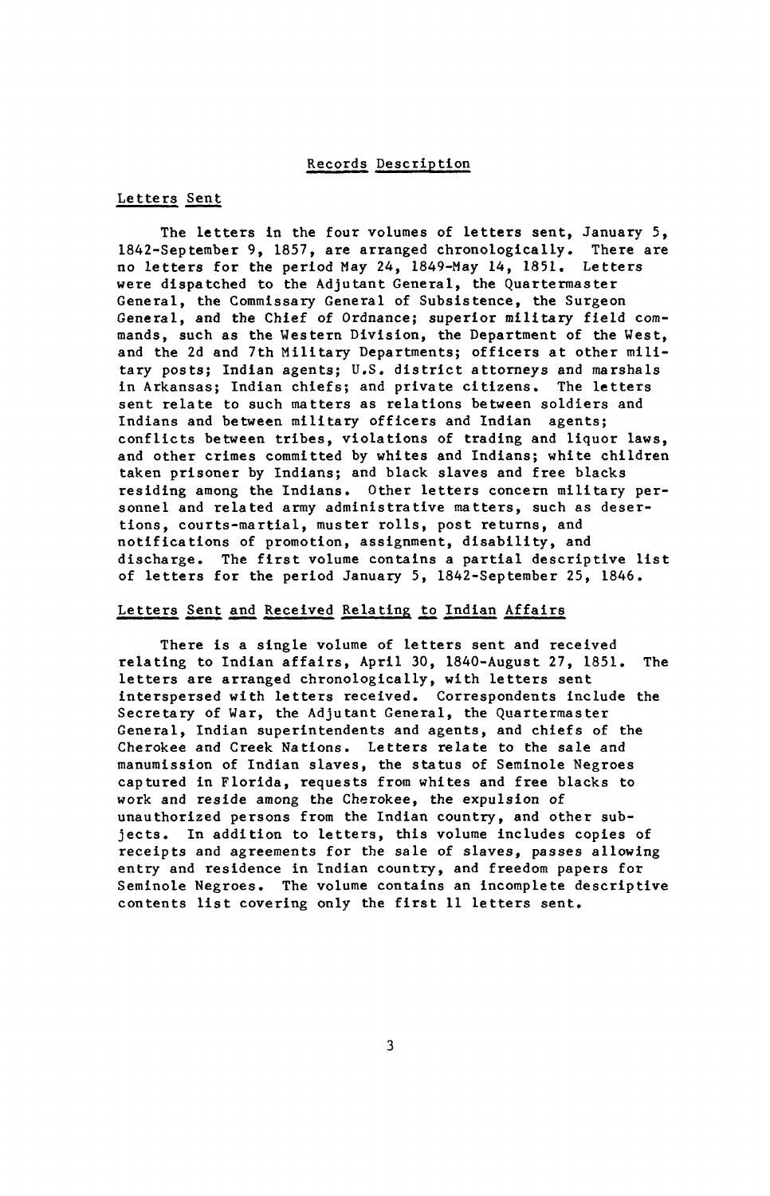## Records Description

### Letters Sent

The letters in the four volumes of letters sent, January 5, 1842-September 9, 1857, are arranged chronologically. There are no letters for the period May 24, 1849-May 14, 1851. Letters were dispatched to the Adjutant General, the Quartermaster General, the Commissary General of Subsistence, the Surgeon General, and the Chief of Ordnance; superior military field commands, such as the Western Division, the Department of the West, and the 2d and 7th Military Departments; officers at other military posts; Indian agents; U.S. district attorneys and marshals in Arkansas; Indian chiefs; and private citizens. The letters sent relate to such matters as relations between soldiers and Indians and between military officers and Indian agents; conflicts between tribes, violations of trading and liquor laws, and other crimes committed by whites and Indians; white children taken prisoner by Indians; and black slaves and free blacks residing among the Indians. Other letters concern military personnel and related army administrative matters, such as desertions, courts-martial, muster rolls, post returns, and notifications of promotion, assignment, disability, and discharge. The first volume contains a partial descriptive list of letters for the period January 5, 1842-September 25, 1846.

### Letters Sent and Received Relating to Indian Affairs

There is a single volume of letters sent and received relating to Indian affairs, April 30, 1840-August 27, 1851. The letters are arranged chronologically, with letters sent interspersed with letters received. Correspondents include the Secretary of War, the Adjutant General, the Quartermaster General, Indian superintendents and agents, and chiefs of the Cherokee and Creek Nations. Letters relate to the sale and manumission of Indian slaves, the status of Seminole Negroes captured in Florida, requests from whites and free blacks to work and reside among the Cherokee, the expulsion of unauthorized persons from the Indian country, and other subjects. In addition to letters, this volume includes copies of receipts and agreements for the sale of slaves, passes allowing entry and residence in Indian country, and freedom papers for Seminole Negroes. The volume contains an incomplete descriptive contents list covering only the first 11 letters sent.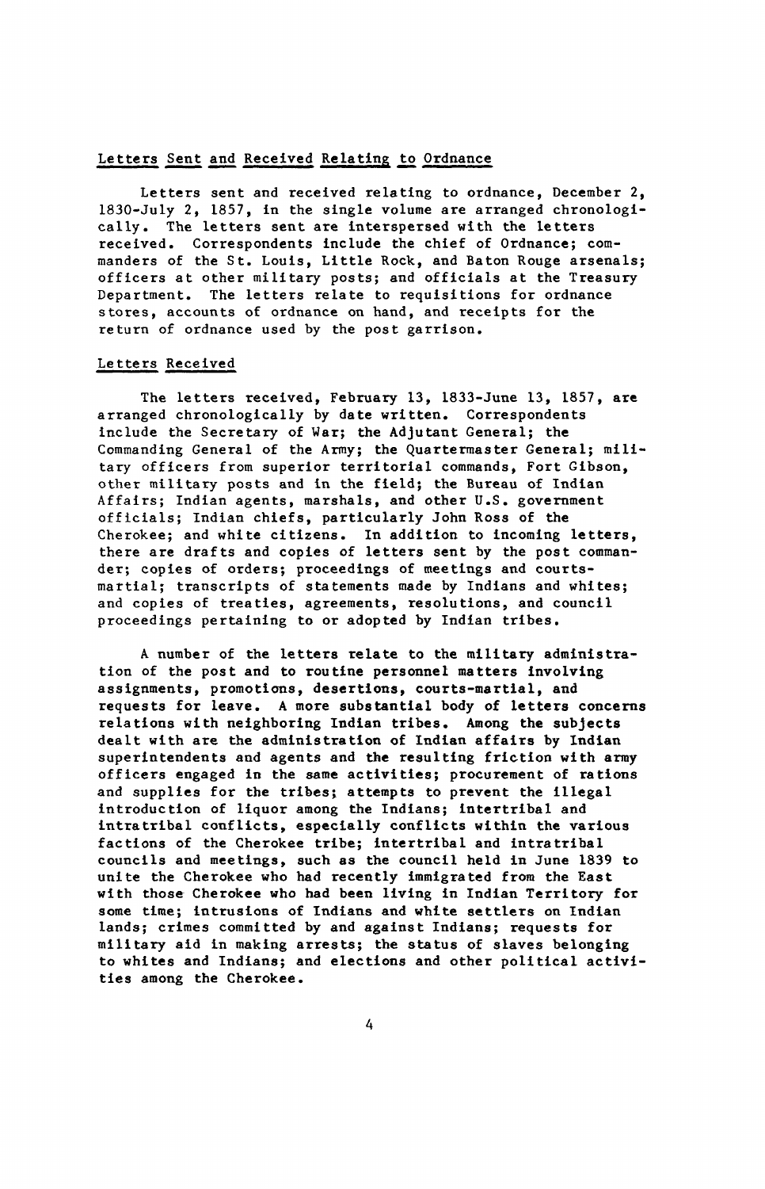## Letters Sent and Received Relating to Ordnance

Letters sent and received relating to ordnance, December 2, 1830-July 2, 1857, in the single volume are arranged chronologically. The letters sent are interspersed with the letters received. Correspondents include the chief of Ordnance; commanders of the St. Louis, Little Rock, and Baton Rouge arsenals; officers at other military posts; and officials at the Treasury Department. The letters relate to requisitions for ordnance stores, accounts of ordnance on hand, and receipts for the return of ordnance used by the post garrison.

## Letters Received

The letters received, February 13, 1833-June 13, 1857, are arranged chronologically by date written. Correspondents include the Secretary of War; the Adjutant General; the Commanding General of the Army; the Quartermaster General; military officers from superior territorial commands, Fort Gibson, other military posts and in the field; the Bureau of Indian Affairs; Indian agents, marshals, and other U.S. government officials; Indian chiefs, particularly John Ross of the Cherokee; and white citizens. In addition to incoming letters, there are drafts and copies of letters sent by the post commander; copies of orders; proceedings of meetings and courts-martial; transcripts of statements made by Indians and whites; and copies of treaties, agreements, resolutions, and council proceedings pertaining to or adopted by Indian tribes.

A number of the letters relate to the military administration of the post and to routine personnel matters involving assignments, promotions, desertions, courts-martial, and requests for leave. A more substantial body of letters concerns relations with neighboring Indian tribes. Among the subjects dealt with are the administration of Indian affairs by Indian superintendents and agents and the resulting friction with army officers engaged in the same activities; procurement of rations and supplies for the tribes; attempts to prevent the illegal introduction of liquor among the Indians; intertribal and intratribal conflicts, especially conflicts within the various factions of the Cherokee tribe; intertribal and intratribal councils and meetings, such as the council held in June 1839 to unite the Cherokee who had recently immigrated from the East with those Cherokee who had been living in Indian Territory for some time; intrusions of Indians and white settlers on Indian lands; crimes committed by and against Indians; requests for military aid in making arrests; the status of slaves belonging to whites and Indians; and elections and other political activities among the Cherokee.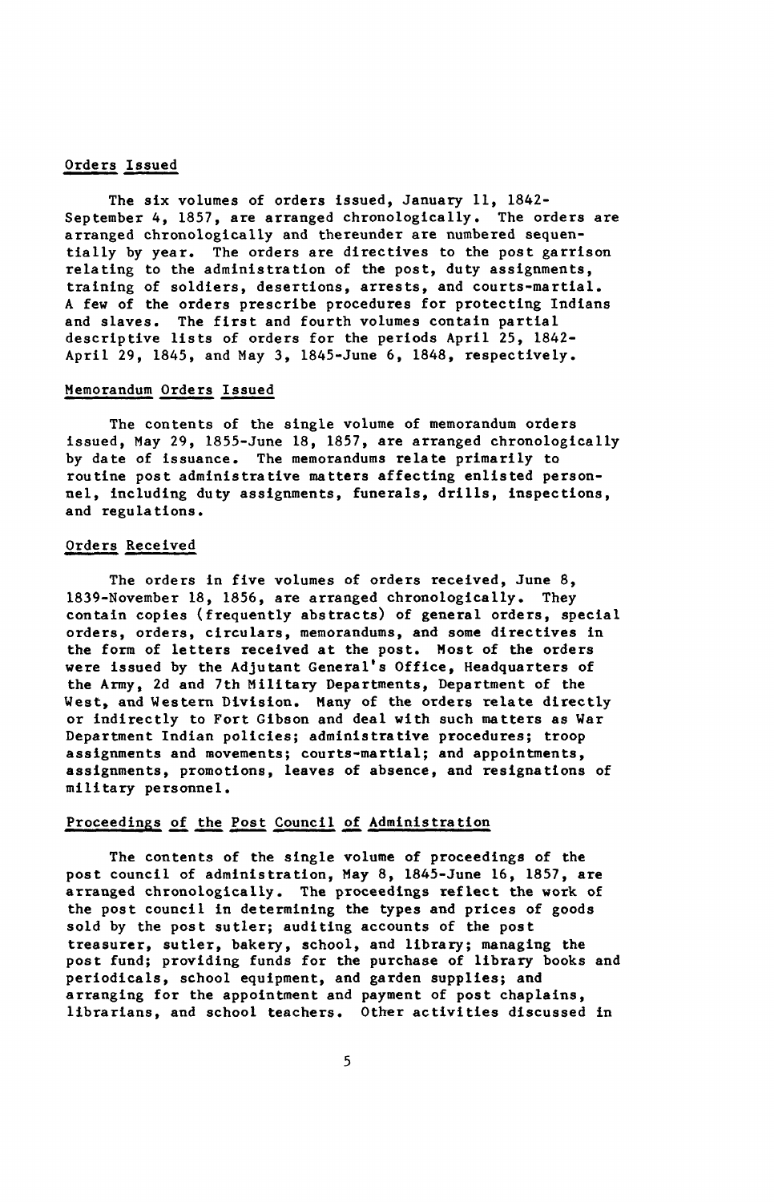### Orders Issued

The six volumes of orders issued, January 11, 1842-September 4, 1857, are arranged chronologically. The orders are arranged chronologically and thereunder are numbered sequentially by year. The orders are directives to the post garrison relating to the administration of the post, duty assignments, training of soldiers, desertions, arrests, and courts-martial. A few of the orders prescribe procedures for protecting Indians and slaves. The first and fourth volumes contain partial descriptive lists of orders for the periods April 25, 1842-April 29, 1845, and May 3, 1845-June 6, 1848, respectively.

### Memorandum Orders Issued

The contents of the single volume of memorandum orders issued, May 29, 1855-June 18, 1857, are arranged chronologically by date of issuance. The memorandums relate primarily to routine post administrative matters affecting enlisted personnel, including duty assignments, funerals, drills, inspections, and regulations.

### Orders Received

The orders in five volumes of orders received, June 8, 1839-November 18, 1856, are arranged chronologically. They contain copies (frequently abstracts) of general orders, special orders, orders, circulars, memorandums, and some directives in the form of letters received at the post. Most of the orders were issued by the Adjutant General's Office, Headquarters of the Army, 2d and 7th Military Departments, Department of the West, and Western Division. Many of the orders relate directly or indirectly to Fort Gibson and deal with such matters as War Department Indian policies; administrative procedures; troop assignments and movements; courts-martial; and appointments, assignments, promotions, leaves of absence, and resignations of military personnel.

### Proceedings of the Post Council of Administration

The contents of the single volume of proceedings of the post council of administration, May 8, 1845-June 16, 1857, are arranged chronologically. The proceedings reflect the work of the post council in determining the types and prices of goods sold by the post sutler; auditing accounts of the post treasurer, sutler, bakery, school, and library; managing the post fund; providing funds for the purchase of library books and periodicals, school equipment, and garden supplies; and arranging for the appointment and payment of post chaplains, librarians, and school teachers. Other activities discussed in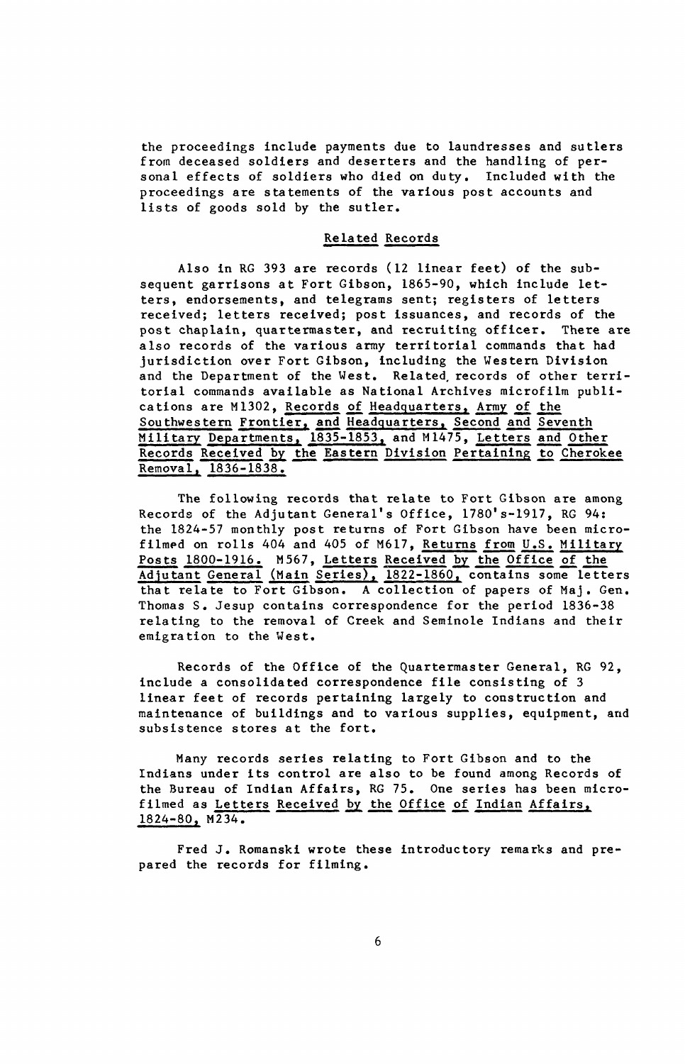the proceedings include payments due to laundresses and sutlers from deceased soldiers and deserters and the handling of personal effects of soldiers who died on duty. Included with the proceedings are statements of the various post accounts and lists of goods sold by the sutler.

## Related Records

Also in RG 393 are records (12 linear feet) of the subsequent garrisons at Fort Gibson, 1865-90, which include letters, endorsements, and telegrams sent; registers of letters received; letters received; post issuances, and records of the post chaplain, quartermaster, and recruiting officer. There are also records of the various army territorial commands that had jurisdiction over Fort Gibson, including the Western Division and the Department of the West. Related records of other territorial commands available as National Archives microfilm publications are M1302, Records of Headquarters, Army of the Southwestern Frontier, and Headquarters, Second and Seventh Military Departments, 1835-1853, and M1475, Letters and Other Records Received by the Eastern Division Pertaining to Cherokee Removal, 1836-1838.

The following records that relate to Fort Gibson are among Records of the Adjutant General's Office, 1780's-1917, RG 94: the 1824-57 monthly post returns of Fort Gibson have been microfilmed on rolls 404 and 405 of M617, Returns from U.S. Military Posts 1800-1916. M567, Letters Received by the Office of the Adjutant General (Main Series), 1822-1860, contains some letters that relate to Fort Gibson. A collection of papers of Maj. Gen. Thomas S. Jesup contains correspondence for the period 1836-38 relating to the removal of Creek and Seminole Indians and their emigration to the West.

Records of the Office of the Quartermaster General, RG 92, include a consolidated correspondence file consisting of 3 linear feet of records pertaining largely to construction and maintenance of buildings and to various supplies, equipment, and subsistence stores at the fort.

Many records series relating to Fort Gibson and to the Indians under its control are also to be found among Records of the Bureau of Indian Affairs, RG 75. One series has been microfilmed as Letters Received by the Office of Indian Affairs, 1824-80, M234.

Fred J. Romanski wrote these introductory remarks and prepared the records for filming.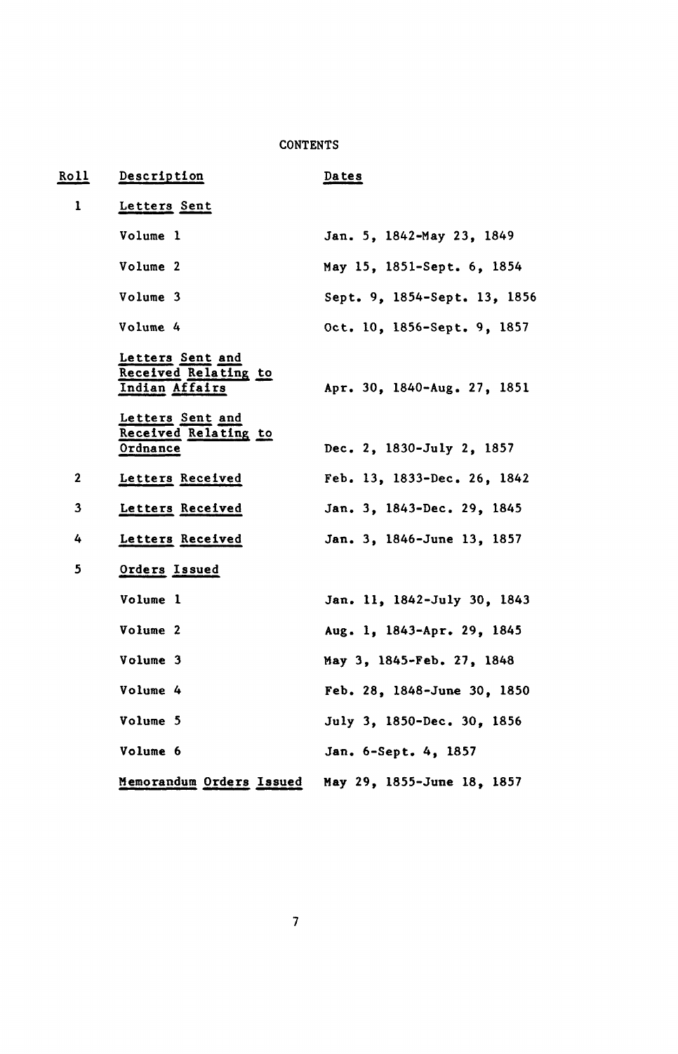# CONTENTS

| Roll | Description | Dates |
|---|---|---|
| 1 | Letters Sent | |
| | Volume 1 | Jan. 5, 1842-May 23, 1849 |
| | Volume 2 | May 15, 1851-Sept. 6, 1854 |
| | Volume 3 | Sept. 9, 1854-Sept. 13, 1856 |
| | Volume 4 | Oct. 10, 1856-Sept. 9, 1857 |
| | Letters Sent and Received Relating to Indian Affairs | Apr. 30, 1840-Aug. 27, 1851 |
| | Letters Sent and Received Relating to Ordnance | Dec. 2, 1830-July 2, 1857 |
| 2 | Letters Received | Feb. 13, 1833-Dec. 26, 1842 |
| 3 | Letters Received | Jan. 3, 1843-Dec. 29, 1845 |
| 4 | Letters Received | Jan. 3, 1846-June 13, 1857 |
| 5 | Orders Issued | |
| | Volume 1 | Jan. 11, 1842-July 30, 1843 |
| | Volume 2 | Aug. 1, 1843-Apr. 29, 1845 |
| | Volume 3 | May 3, 1845-Feb. 27, 1848 |
| | Volume 4 | Feb. 28, 1848-June 30, 1850 |
| | Volume 5 | July 3, 1850-Dec. 30, 1856 |
| | Volume 6 | Jan. 6-Sept. 4, 1857 |
| | Memorandum Orders Issued | May 29, 1855-June 18, 1857 |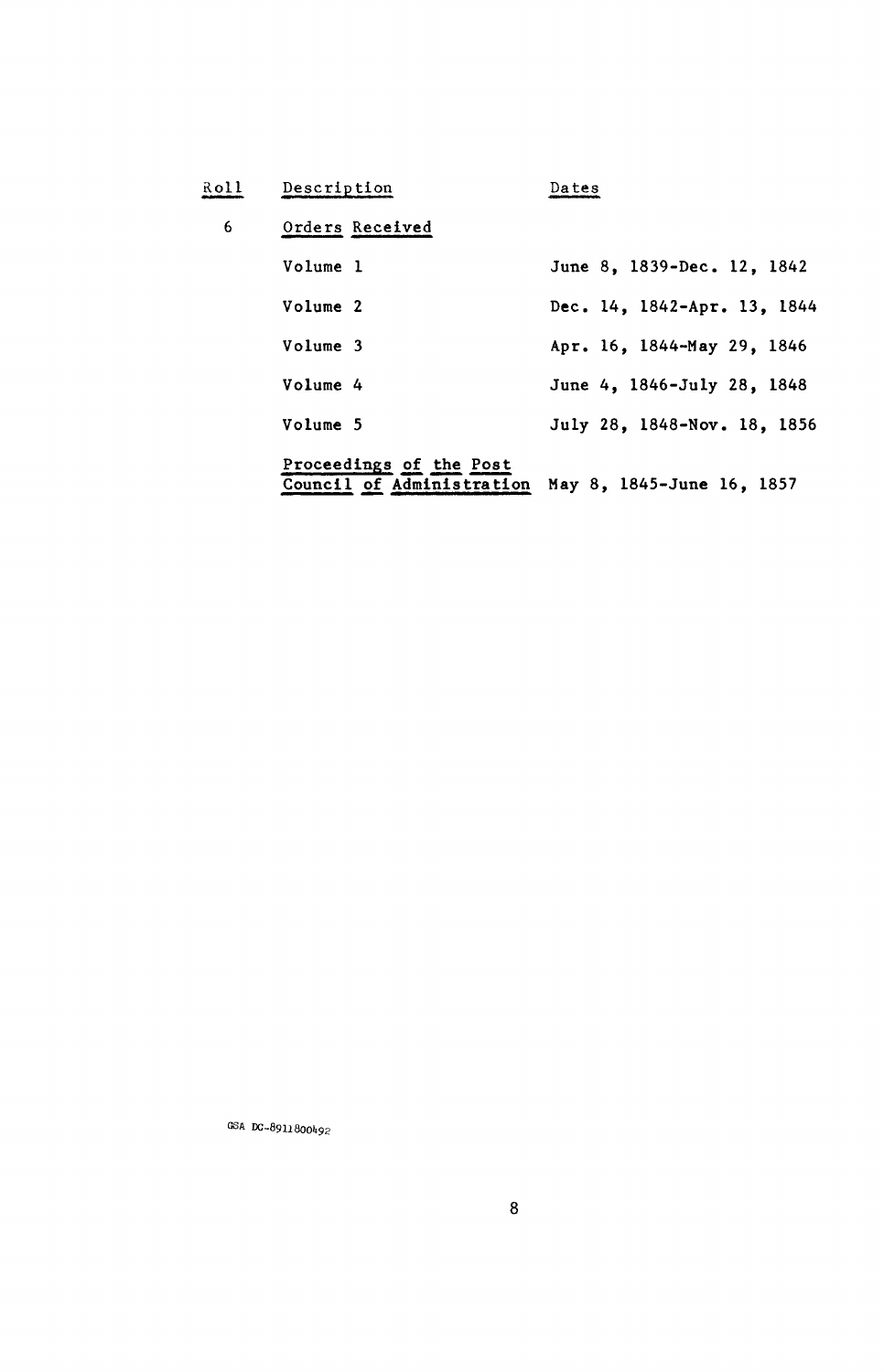| Roll | Description | Dates |
|---|---|---|
| 6 | Orders Received | |
| | Volume 1 | June 8, 1839-Dec. 12, 1842 |
| | Volume 2 | Dec. 14, 1842-Apr. 13, 1844 |
| | Volume 3 | Apr. 16, 1844-May 29, 1846 |
| | Volume 4 | June 4, 1846-July 28, 1848 |
| | Volume 5 | July 28, 1848-Nov. 18, 1856 |
| | Proceedings of the Post Council of Administration | May 8, 1845-June 16, 1857 |

GSA DC-89118004​92